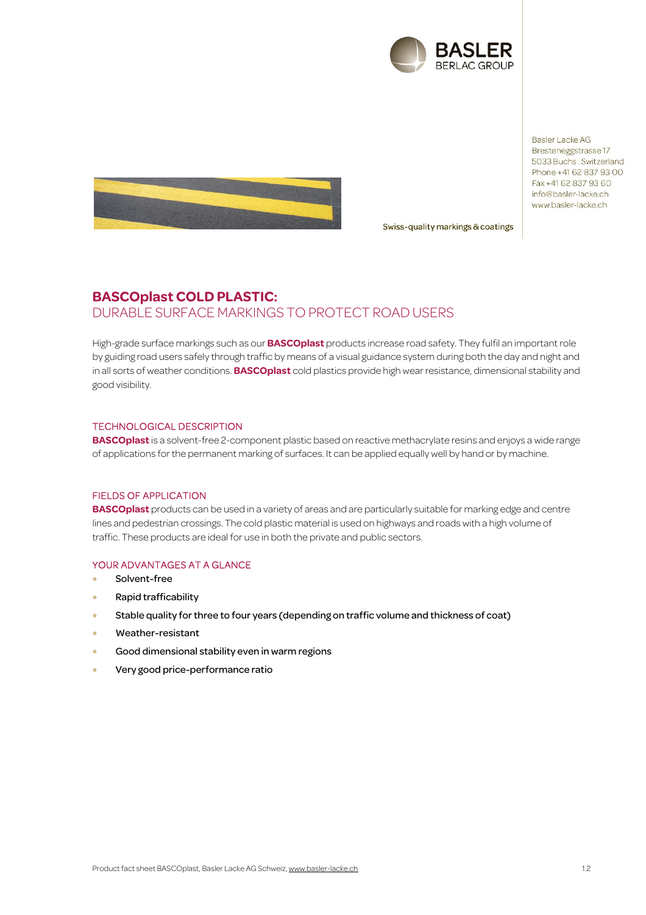BASLER
BERLAC GROUP

Basler Lacke AG
Bresteneggstrasse 17
5033 Buchs . Switzerland
Phone +41 62 837 93 00
Fax +41 62 837 93 60
info@basler-lacke.ch
www.basler-lacke.ch

Swiss-quality markings & coatings

# BASCOplast COLD PLASTIC:
## DURABLE SURFACE MARKINGS TO PROTECT ROAD USERS

High-grade surface markings such as our **BASCOplast** products increase road safety. They fulfil an important role by guiding road users safely through traffic by means of a visual guidance system during both the day and night and in all sorts of weather conditions. **BASCOplast** cold plastics provide high wear resistance, dimensional stability and good visibility.

### TECHNOLOGICAL DESCRIPTION

**BASCOplast** is a solvent-free 2-component plastic based on reactive methacrylate resins and enjoys a wide range of applications for the permanent marking of surfaces. It can be applied equally well by hand or by machine.

### FIELDS OF APPLICATION

**BASCOplast** products can be used in a variety of areas and are particularly suitable for marking edge and centre lines and pedestrian crossings. The cold plastic material is used on highways and roads with a high volume of traffic. These products are ideal for use in both the private and public sectors.

### YOUR ADVANTAGES AT A GLANCE

- Solvent-free
- Rapid trafficability
- Stable quality for three to four years (depending on traffic volume and thickness of coat)
- Weather-resistant
- Good dimensional stability even in warm regions
- Very good price-performance ratio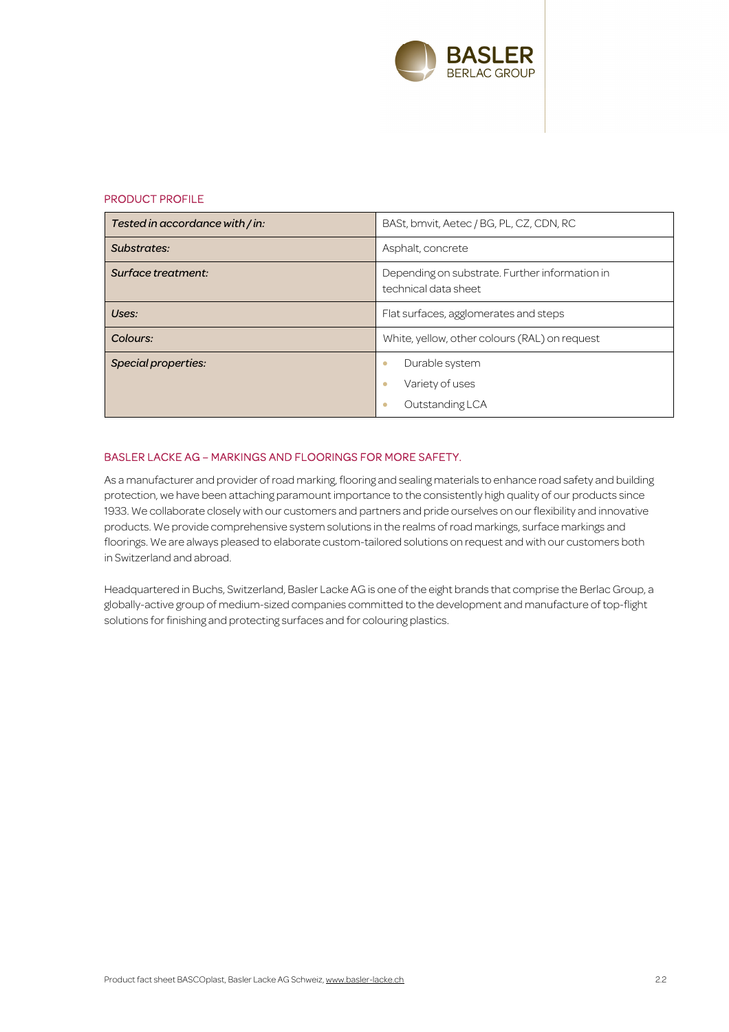## PRODUCT PROFILE

| | |
|---|---|
| *Tested in accordance with / in:* | BASt, bmvit, Aetec / BG, PL, CZ, CDN, RC |
| *Substrates:* | Asphalt, concrete |
| *Surface treatment:* | Depending on substrate. Further information in technical data sheet |
| *Uses:* | Flat surfaces, agglomerates and steps |
| *Colours:* | White, yellow, other colours (RAL) on request |
| *Special properties:* | • Durable system<br>• Variety of uses<br>• Outstanding LCA |

## BASLER LACKE AG – MARKINGS AND FLOORINGS FOR MORE SAFETY.

As a manufacturer and provider of road marking, flooring and sealing materials to enhance road safety and building protection, we have been attaching paramount importance to the consistently high quality of our products since 1933. We collaborate closely with our customers and partners and pride ourselves on our flexibility and innovative products. We provide comprehensive system solutions in the realms of road markings, surface markings and floorings. We are always pleased to elaborate custom-tailored solutions on request and with our customers both in Switzerland and abroad.

Headquartered in Buchs, Switzerland, Basler Lacke AG is one of the eight brands that comprise the Berlac Group, a globally-active group of medium-sized companies committed to the development and manufacture of top-flight solutions for finishing and protecting surfaces and for colouring plastics.